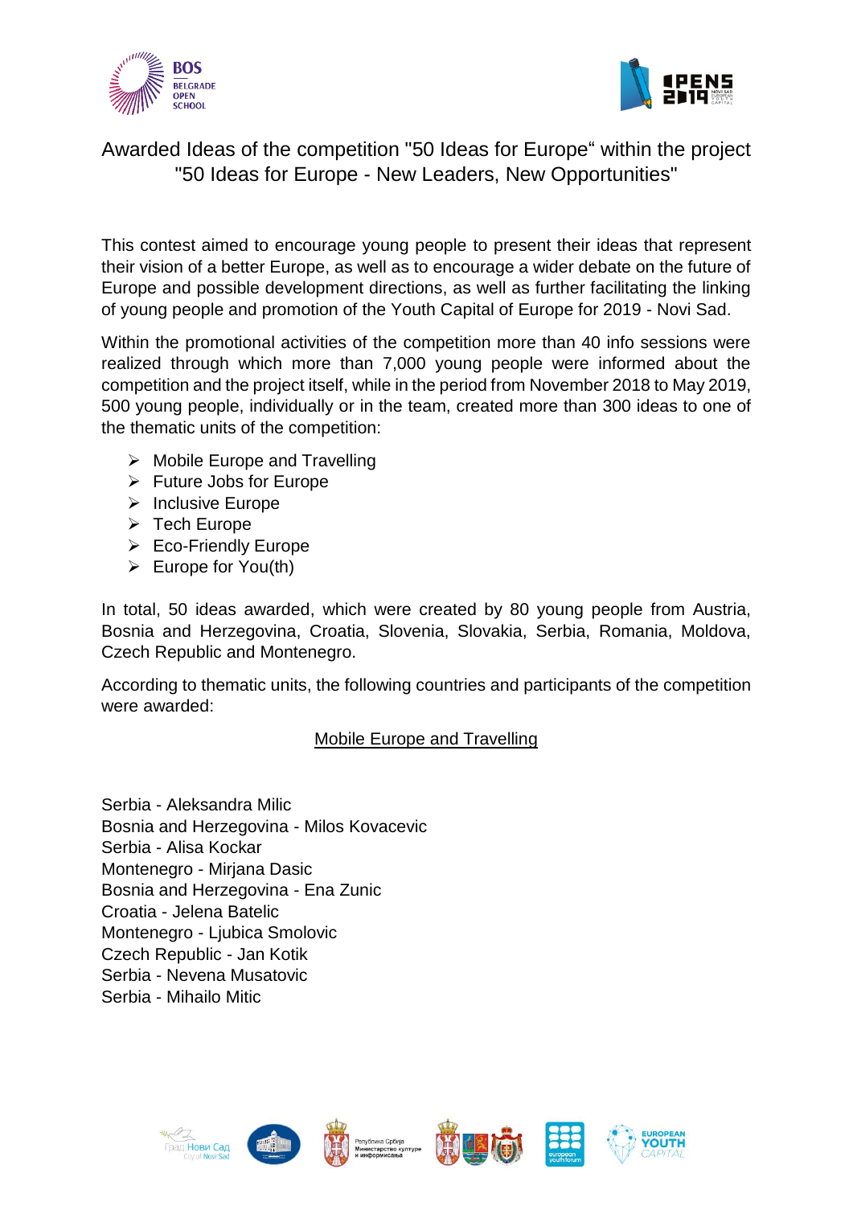# Awarded Ideas of the competition "50 Ideas for Europe" within the project "50 Ideas for Europe - New Leaders, New Opportunities"

This contest aimed to encourage young people to present their ideas that represent their vision of a better Europe, as well as to encourage a wider debate on the future of Europe and possible development directions, as well as further facilitating the linking of young people and promotion of the Youth Capital of Europe for 2019 - Novi Sad.

Within the promotional activities of the competition more than 40 info sessions were realized through which more than 7,000 young people were informed about the competition and the project itself, while in the period from November 2018 to May 2019, 500 young people, individually or in the team, created more than 300 ideas to one of the thematic units of the competition:

- Mobile Europe and Travelling
- Future Jobs for Europe
- Inclusive Europe
- Tech Europe
- Eco-Friendly Europe
- Europe for You(th)

In total, 50 ideas awarded, which were created by 80 young people from Austria, Bosnia and Herzegovina, Croatia, Slovenia, Slovakia, Serbia, Romania, Moldova, Czech Republic and Montenegro.

According to thematic units, the following countries and participants of the competition were awarded:

## Mobile Europe and Travelling

Serbia - Aleksandra Milic
Bosnia and Herzegovina - Milos Kovacevic
Serbia - Alisa Kockar
Montenegro - Mirjana Dasic
Bosnia and Herzegovina - Ena Zunic
Croatia - Jelena Batelic
Montenegro - Ljubica Smolovic
Czech Republic - Jan Kotik
Serbia - Nevena Musatovic
Serbia - Mihailo Mitic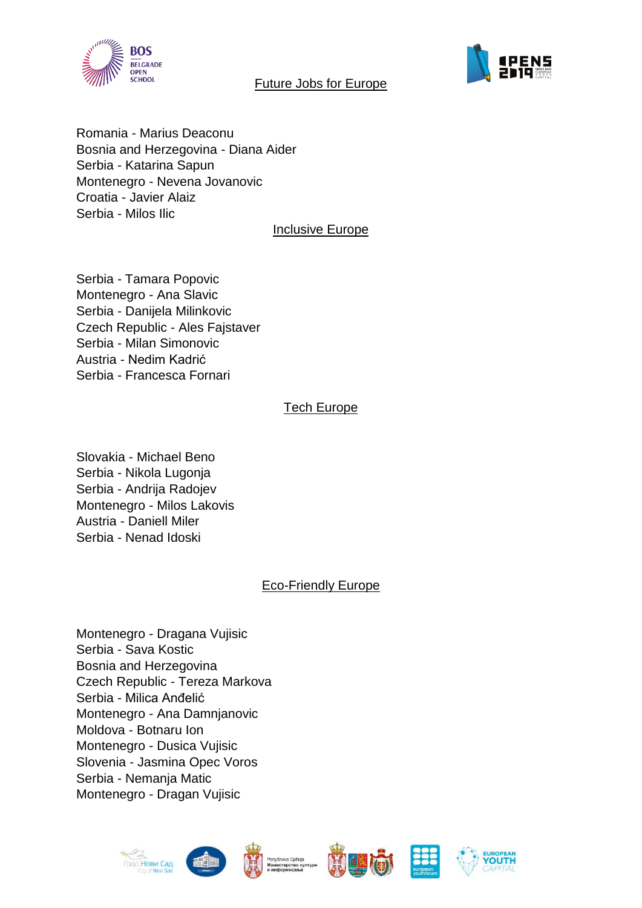## Future Jobs for Europe

Romania - Marius Deaconu
Bosnia and Herzegovina - Diana Aider
Serbia - Katarina Sapun
Montenegro - Nevena Jovanovic
Croatia - Javier Alaiz
Serbia - Milos Ilic

## Inclusive Europe

Serbia - Tamara Popovic
Montenegro - Ana Slavic
Serbia - Danijela Milinkovic
Czech Republic - Ales Fajstaver
Serbia - Milan Simonovic
Austria - Nedim Kadrić
Serbia - Francesca Fornari

## Tech Europe

Slovakia - Michael Beno
Serbia - Nikola Lugonja
Serbia - Andrija Radojev
Montenegro - Milos Lakovis
Austria - Daniell Miler
Serbia - Nenad Idoski

## Eco-Friendly Europe

Montenegro - Dragana Vujisic
Serbia - Sava Kostic
Bosnia and Herzegovina
Czech Republic - Tereza Markova
Serbia - Milica Anđelić
Montenegro - Ana Damnjanovic
Moldova - Botnaru Ion
Montenegro - Dusica Vujisic
Slovenia - Jasmina Opec Voros
Serbia - Nemanja Matic
Montenegro - Dragan Vujisic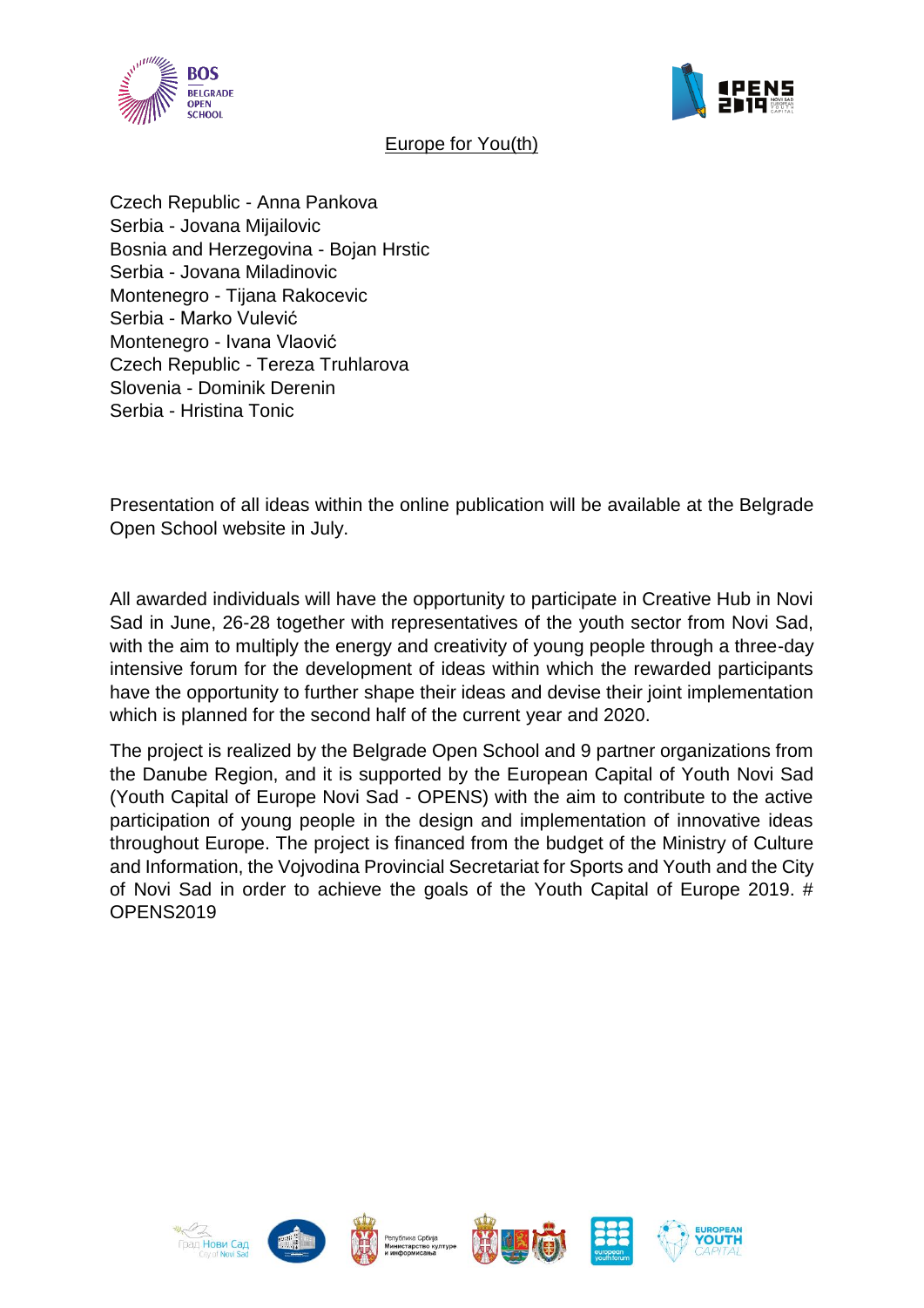Europe for You(th)

Czech Republic - Anna Pankova
Serbia - Jovana Mijailovic
Bosnia and Herzegovina - Bojan Hrstic
Serbia - Jovana Miladinovic
Montenegro - Tijana Rakocevic
Serbia - Marko Vulević
Montenegro - Ivana Vlaović
Czech Republic - Tereza Truhlarova
Slovenia - Dominik Derenin
Serbia - Hristina Tonic

Presentation of all ideas within the online publication will be available at the Belgrade Open School website in July.

All awarded individuals will have the opportunity to participate in Creative Hub in Novi Sad in June, 26-28 together with representatives of the youth sector from Novi Sad, with the aim to multiply the energy and creativity of young people through a three-day intensive forum for the development of ideas within which the rewarded participants have the opportunity to further shape their ideas and devise their joint implementation which is planned for the second half of the current year and 2020.

The project is realized by the Belgrade Open School and 9 partner organizations from the Danube Region, and it is supported by the European Capital of Youth Novi Sad (Youth Capital of Europe Novi Sad - OPENS) with the aim to contribute to the active participation of young people in the design and implementation of innovative ideas throughout Europe. The project is financed from the budget of the Ministry of Culture and Information, the Vojvodina Provincial Secretariat for Sports and Youth and the City of Novi Sad in order to achieve the goals of the Youth Capital of Europe 2019. # OPENS2019